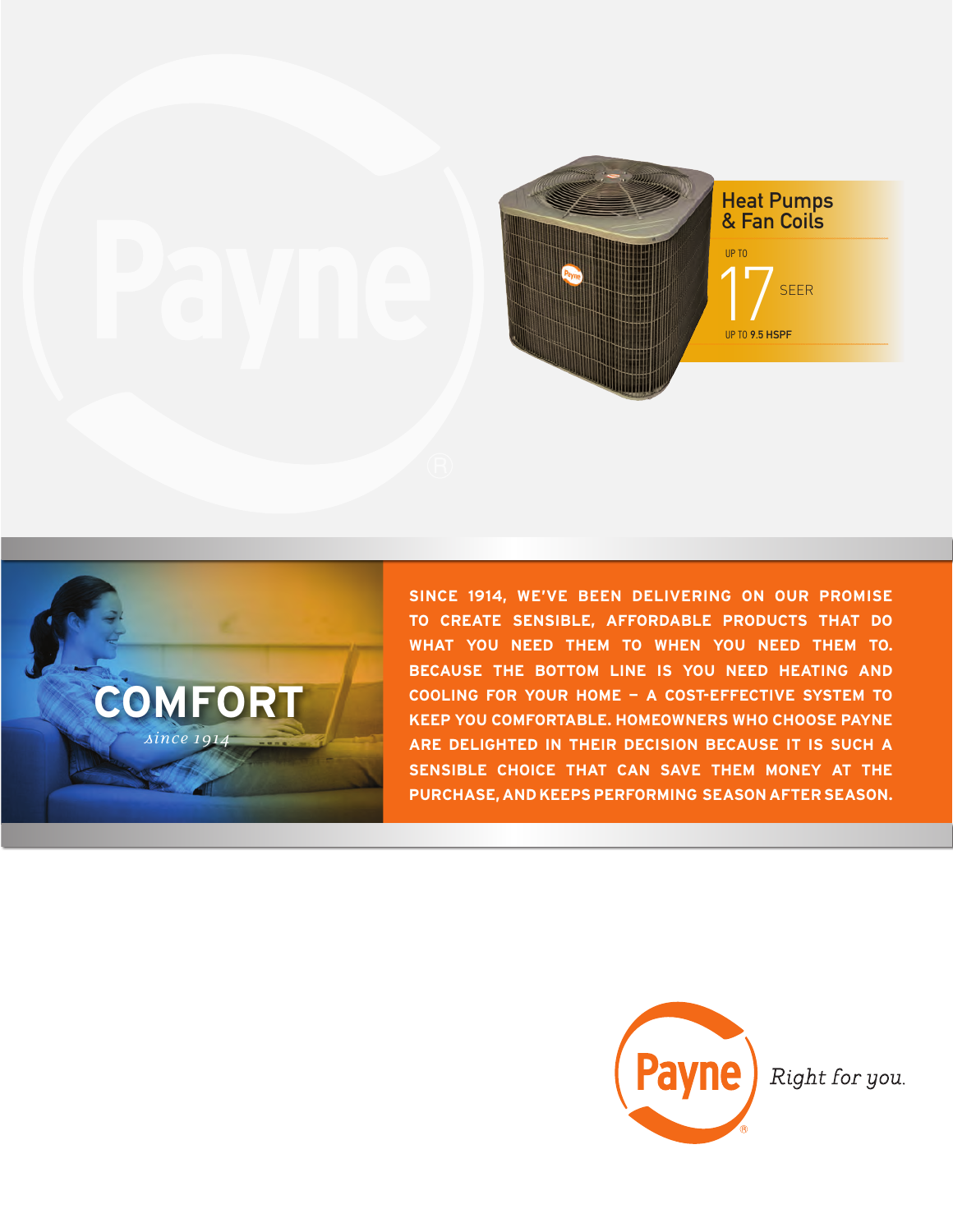# Heat Pumps & Fan Coils

UP TO **17** SEER

UP TO **9.5 HSPF**

## COMFORT

*since 1914*

**SINCE 1914, WE'VE BEEN DELIVERING ON OUR PROMISE TO CREATE SENSIBLE, AFFORDABLE PRODUCTS THAT DO WHAT YOU NEED THEM TO WHEN YOU NEED THEM TO. BECAUSE THE BOTTOM LINE IS YOU NEED HEATING AND COOLING FOR YOUR HOME – A COST-EFFECTIVE SYSTEM TO KEEP YOU COMFORTABLE. HOMEOWNERS WHO CHOOSE PAYNE ARE DELIGHTED IN THEIR DECISION BECAUSE IT IS SUCH A SENSIBLE CHOICE THAT CAN SAVE THEM MONEY AT THE PURCHASE, AND KEEPS PERFORMING SEASON AFTER SEASON.**

Payne® *Right for you.*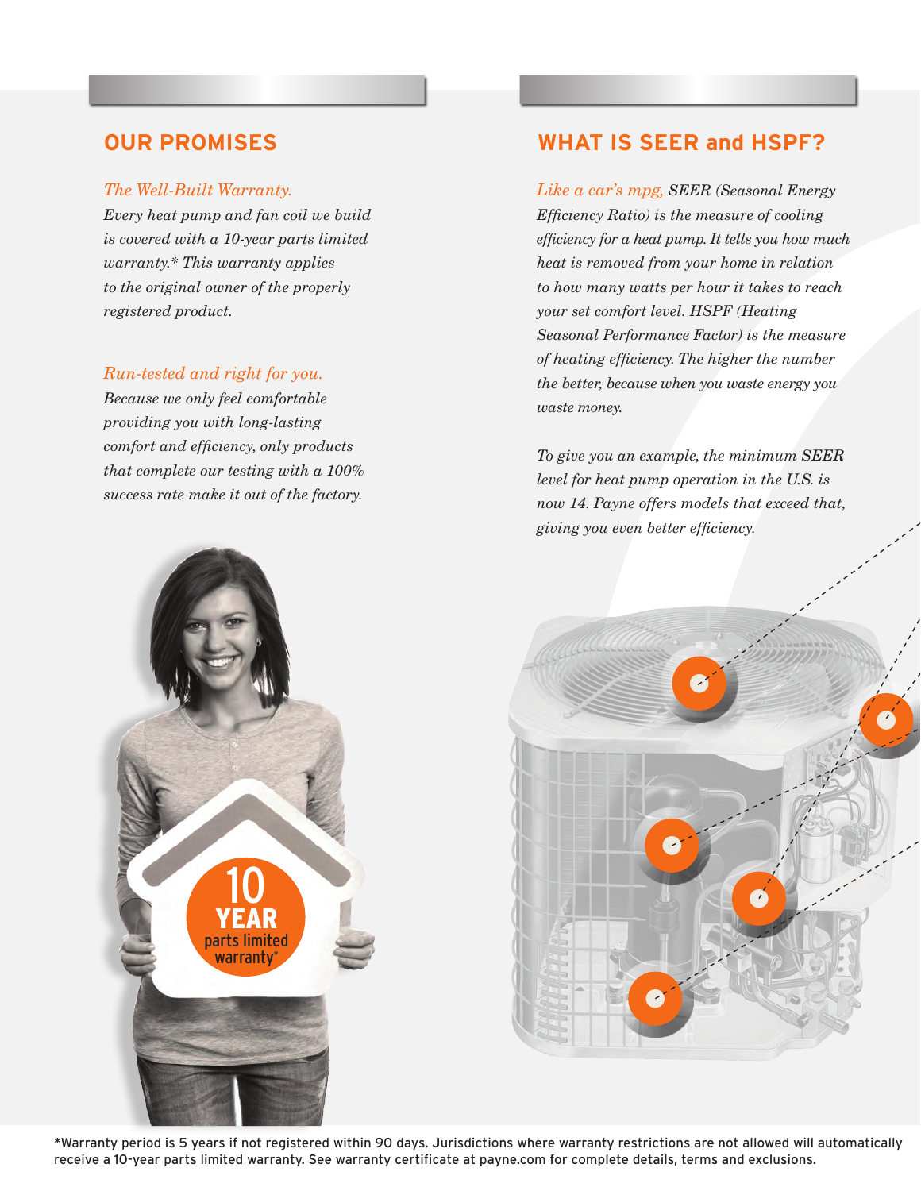## OUR PROMISES

*The Well-Built Warranty.*
*Every heat pump and fan coil we build is covered with a 10-year parts limited warranty.* This warranty applies to the original owner of the properly registered product.*

*Run-tested and right for you.*
*Because we only feel comfortable providing you with long-lasting comfort and efficiency, only products that complete our testing with a 100% success rate make it out of the factory.*

10 YEAR parts limited warranty*

## WHAT IS SEER and HSPF?

*Like a car's mpg, SEER (Seasonal Energy Efficiency Ratio) is the measure of cooling efficiency for a heat pump. It tells you how much heat is removed from your home in relation to how many watts per hour it takes to reach your set comfort level. HSPF (Heating Seasonal Performance Factor) is the measure of heating efficiency. The higher the number the better, because when you waste energy you waste money.*

*To give you an example, the minimum SEER level for heat pump operation in the U.S. is now 14. Payne offers models that exceed that, giving you even better efficiency.*

*Warranty period is 5 years if not registered within 90 days. Jurisdictions where warranty restrictions are not allowed will automatically receive a 10-year parts limited warranty. See warranty certificate at payne.com for complete details, terms and exclusions.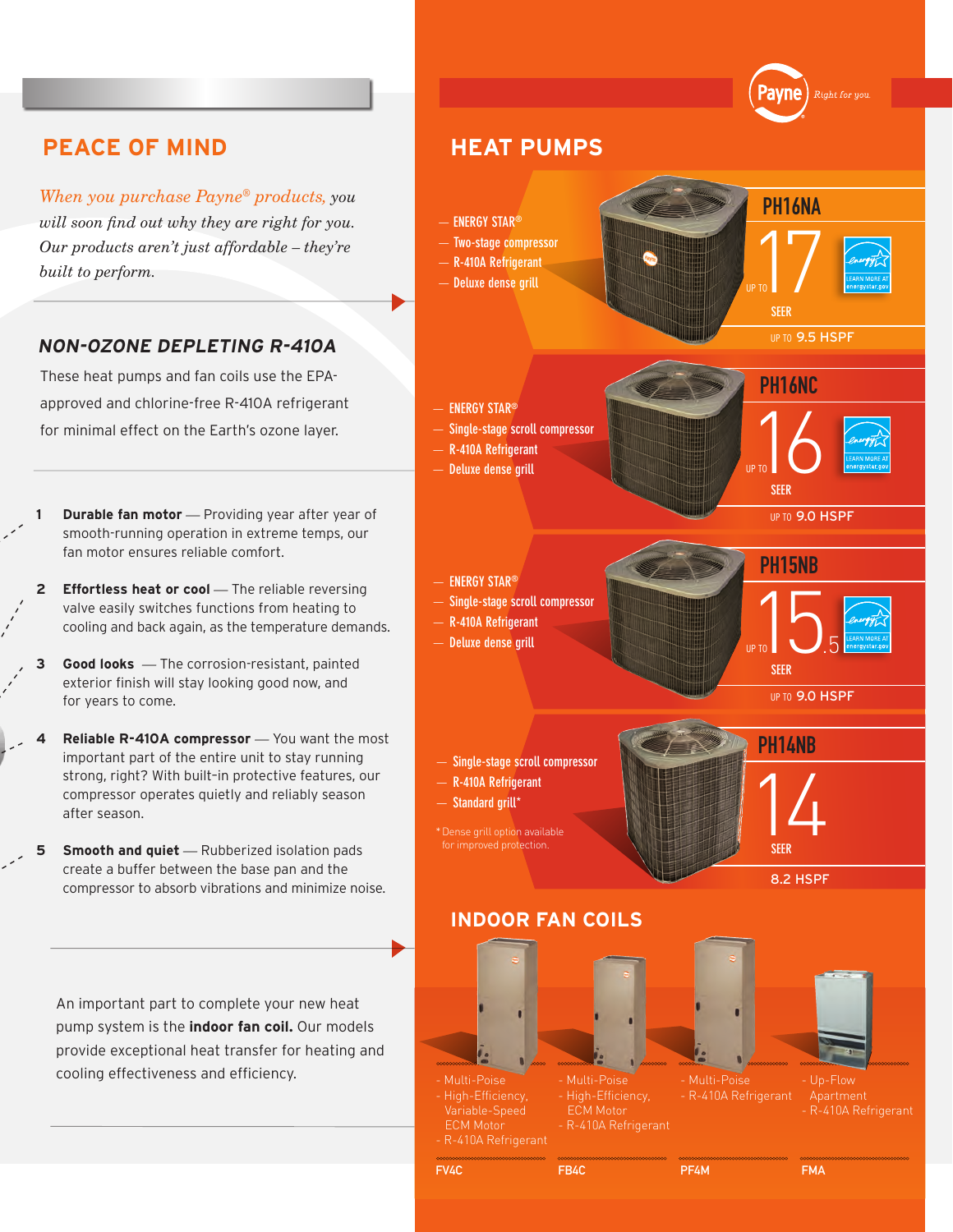## PEACE OF MIND

*When you purchase Payne® products, you will soon find out why they are right for you. Our products aren't just affordable – they're built to perform.*

### NON-OZONE DEPLETING R-410A

These heat pumps and fan coils use the EPA-approved and chlorine-free R-410A refrigerant for minimal effect on the Earth's ozone layer.

1. **Durable fan motor** — Providing year after year of smooth-running operation in extreme temps, our fan motor ensures reliable comfort.
2. **Effortless heat or cool** — The reliable reversing valve easily switches functions from heating to cooling and back again, as the temperature demands.
3. **Good looks** — The corrosion-resistant, painted exterior finish will stay looking good now, and for years to come.
4. **Reliable R-410A compressor** — You want the most important part of the entire unit to stay running strong, right? With built-in protective features, our compressor operates quietly and reliably season after season.
5. **Smooth and quiet** — Rubberized isolation pads create a buffer between the base pan and the compressor to absorb vibrations and minimize noise.

An important part to complete your new heat pump system is the **indoor fan coil.** Our models provide exceptional heat transfer for heating and cooling effectiveness and efficiency.

Payne *Right for you.*

## HEAT PUMPS

### PH16NA

- ENERGY STAR®
- Two-stage compressor
- R-410A Refrigerant
- Deluxe dense grill

UP TO 17 SEER

UP TO 9.5 HSPF

### PH16NC

- ENERGY STAR®
- Single-stage scroll compressor
- R-410A Refrigerant
- Deluxe dense grill

UP TO 16 SEER

UP TO 9.0 HSPF

### PH15NB

- ENERGY STAR®
- Single-stage scroll compressor
- R-410A Refrigerant
- Deluxe dense grill

UP TO 15.5 SEER

UP TO 9.0 HSPF

### PH14NB

- Single-stage scroll compressor
- R-410A Refrigerant
- Standard grill*

*Dense grill option available for improved protection.

14 SEER

8.2 HSPF

## INDOOR FAN COILS

**FV4C**
- Multi-Poise
- High-Efficiency, Variable-Speed ECM Motor
- R-410A Refrigerant

**FB4C**
- Multi-Poise
- High-Efficiency, ECM Motor
- R-410A Refrigerant

**PF4M**
- Multi-Poise
- R-410A Refrigerant

**FMA**
- Up-Flow Apartment
- R-410A Refrigerant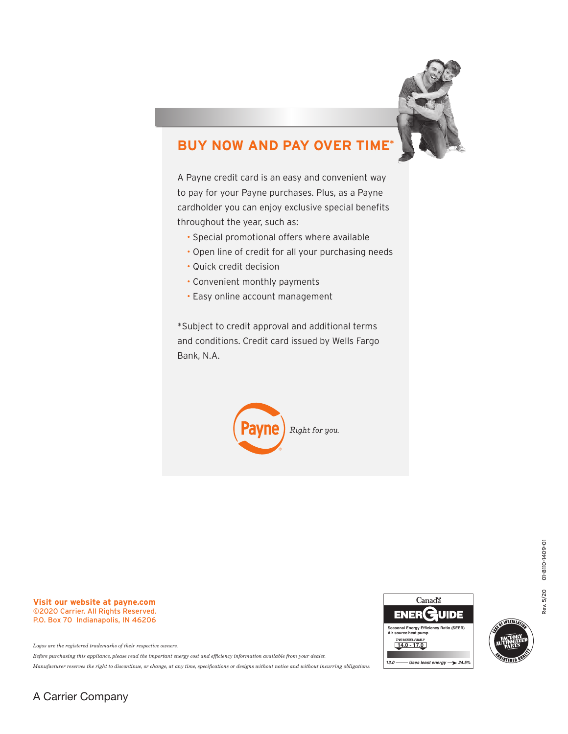## BUY NOW AND PAY OVER TIME*

A Payne credit card is an easy and convenient way to pay for your Payne purchases. Plus, as a Payne cardholder you can enjoy exclusive special benefits throughout the year, such as:

- Special promotional offers where available
- Open line of credit for all your purchasing needs
- Quick credit decision
- Convenient monthly payments
- Easy online account management

*Subject to credit approval and additional terms and conditions. Credit card issued by Wells Fargo Bank, N.A.

Payne Right for you.

**Visit our website at payne.com**
©2020 Carrier. All Rights Reserved.
P.O. Box 70 Indianapolis, IN 46206

*Logos are the registered trademarks of their respective owners.*

*Before purchasing this appliance, please read the important energy cost and efficiency information available from your dealer.*

*Manufacturer reserves the right to discontinue, or change, at any time, specifications or designs without notice and without incurring obligations.*

Canada ENERGUIDE
Seasonal Energy Efficiency Ratio (SEER)
Air source heat pump
THIS MODEL FAMILY
14.0 - 17.0
13.0 — Uses least energy → 24.5%

EASE OF INSTALLATION · FACTORY AUTHORIZED PARTS · ENGINEERED QUALITY

Rev. 5/20 01-8110-1409-01

A Carrier Company